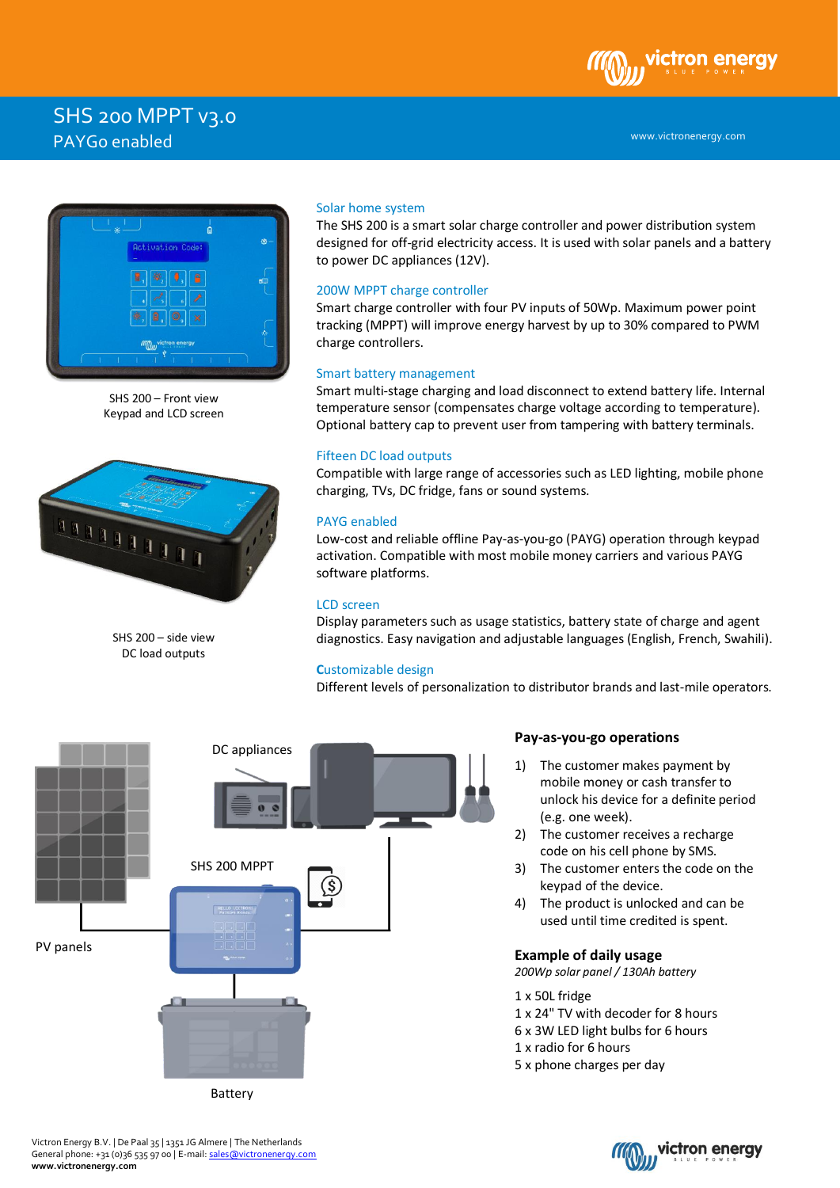# SHS 200 MPPT v3.0

## PAYGo enabled

www.victronenergy.com

SHS 200 – Front view
Keypad and LCD screen

SHS 200 – side view
DC load outputs

### Solar home system

The SHS 200 is a smart solar charge controller and power distribution system designed for off-grid electricity access. It is used with solar panels and a battery to power DC appliances (12V).

### 200W MPPT charge controller

Smart charge controller with four PV inputs of 50Wp. Maximum power point tracking (MPPT) will improve energy harvest by up to 30% compared to PWM charge controllers.

### Smart battery management

Smart multi-stage charging and load disconnect to extend battery life. Internal temperature sensor (compensates charge voltage according to temperature). Optional battery cap to prevent user from tampering with battery terminals.

### Fifteen DC load outputs

Compatible with large range of accessories such as LED lighting, mobile phone charging, TVs, DC fridge, fans or sound systems.

### PAYG enabled

Low-cost and reliable offline Pay-as-you-go (PAYG) operation through keypad activation. Compatible with most mobile money carriers and various PAYG software platforms.

### LCD screen

Display parameters such as usage statistics, battery state of charge and agent diagnostics. Easy navigation and adjustable languages (English, French, Swahili).

### Customizable design

Different levels of personalization to distributor brands and last-mile operators.

DC appliances

SHS 200 MPPT

PV panels

Battery

### Pay-as-you-go operations

1) The customer makes payment by mobile money or cash transfer to unlock his device for a definite period (e.g. one week).
2) The customer receives a recharge code on his cell phone by SMS.
3) The customer enters the code on the keypad of the device.
4) The product is unlocked and can be used until time credited is spent.

### Example of daily usage

*200Wp solar panel / 130Ah battery*

1 x 50L fridge
1 x 24" TV with decoder for 8 hours
6 x 3W LED light bulbs for 6 hours
1 x radio for 6 hours
5 x phone charges per day

Victron Energy B.V. | De Paal 35 | 1351 JG Almere | The Netherlands
General phone: +31 (0)36 535 97 00 | E-mail: sales@victronenergy.com
**www.victronenergy.com**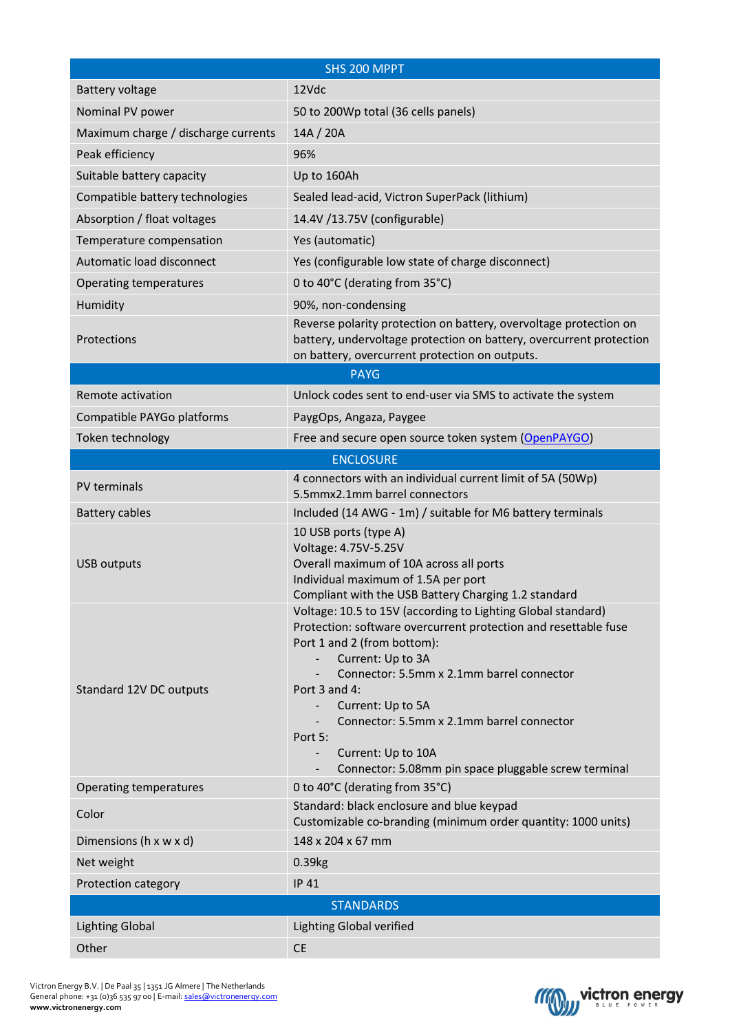| SHS 200 MPPT | |
|---|---|
| Battery voltage | 12Vdc |
| Nominal PV power | 50 to 200Wp total (36 cells panels) |
| Maximum charge / discharge currents | 14A / 20A |
| Peak efficiency | 96% |
| Suitable battery capacity | Up to 160Ah |
| Compatible battery technologies | Sealed lead-acid, Victron SuperPack (lithium) |
| Absorption / float voltages | 14.4V /13.75V (configurable) |
| Temperature compensation | Yes (automatic) |
| Automatic load disconnect | Yes (configurable low state of charge disconnect) |
| Operating temperatures | 0 to 40°C (derating from 35°C) |
| Humidity | 90%, non-condensing |
| Protections | Reverse polarity protection on battery, overvoltage protection on battery, undervoltage protection on battery, overcurrent protection on battery, overcurrent protection on outputs. |
| **PAYG** | |
| Remote activation | Unlock codes sent to end-user via SMS to activate the system |
| Compatible PAYGo platforms | PaygOps, Angaza, Paygee |
| Token technology | Free and secure open source token system (OpenPAYGO) |
| **ENCLOSURE** | |
| PV terminals | 4 connectors with an individual current limit of 5A (50Wp)<br>5.5mmx2.1mm barrel connectors |
| Battery cables | Included (14 AWG - 1m) / suitable for M6 battery terminals |
| USB outputs | 10 USB ports (type A)<br>Voltage: 4.75V-5.25V<br>Overall maximum of 10A across all ports<br>Individual maximum of 1.5A per port<br>Compliant with the USB Battery Charging 1.2 standard |
| Standard 12V DC outputs | Voltage: 10.5 to 15V (according to Lighting Global standard)<br>Protection: software overcurrent protection and resettable fuse<br>Port 1 and 2 (from bottom):<br>- Current: Up to 3A<br>- Connector: 5.5mm x 2.1mm barrel connector<br>Port 3 and 4:<br>- Current: Up to 5A<br>- Connector: 5.5mm x 2.1mm barrel connector<br>Port 5:<br>- Current: Up to 10A<br>- Connector: 5.08mm pin space pluggable screw terminal |
| Operating temperatures | 0 to 40°C (derating from 35°C) |
| Color | Standard: black enclosure and blue keypad<br>Customizable co-branding (minimum order quantity: 1000 units) |
| Dimensions (h x w x d) | 148 x 204 x 67 mm |
| Net weight | 0.39kg |
| Protection category | IP 41 |
| **STANDARDS** | |
| Lighting Global | Lighting Global verified |
| Other | CE |

Victron Energy B.V. | De Paal 35 | 1351 JG Almere | The Netherlands
General phone: +31 (0)36 535 97 00 | E-mail: sales@victronenergy.com
**www.victronenergy.com**

victron energy BLUE POWER